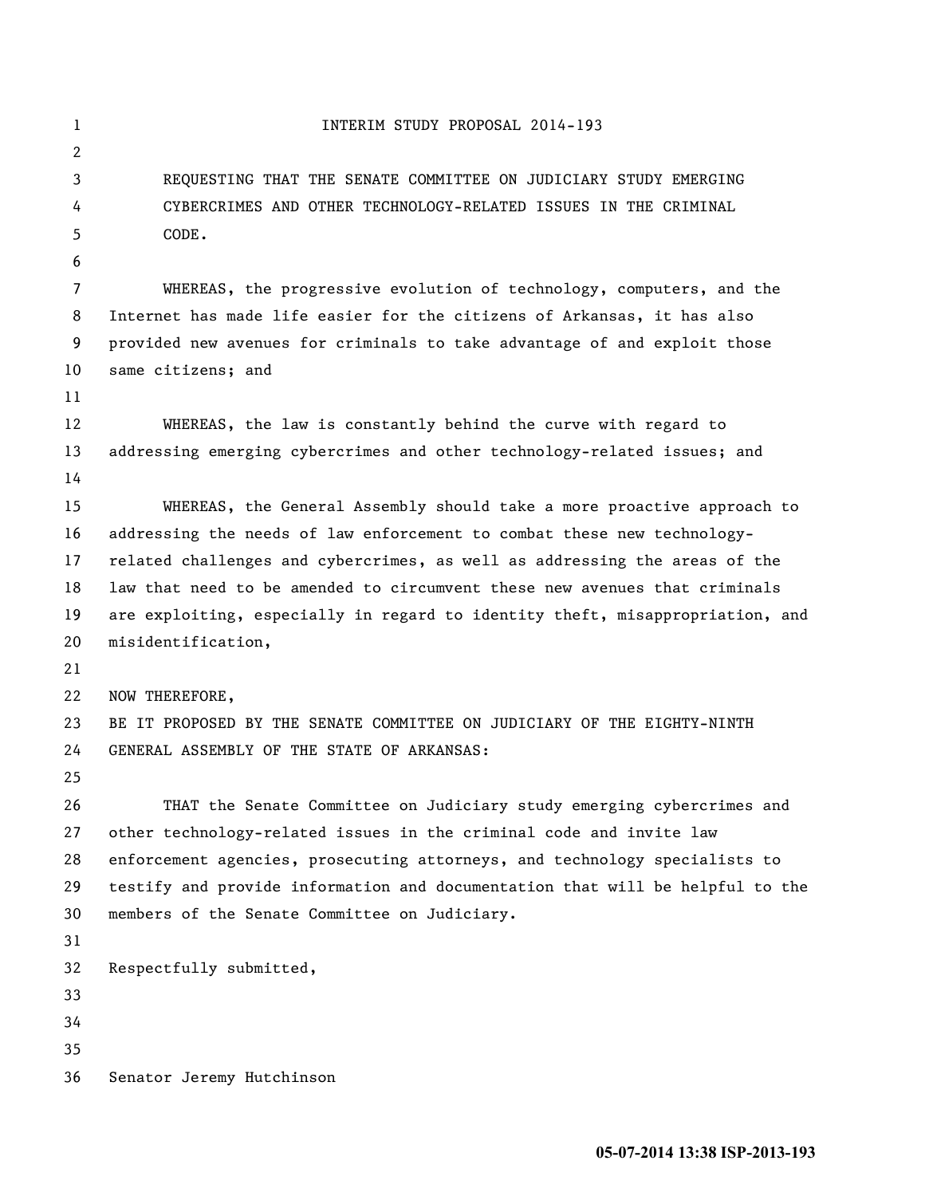# INTERIM STUDY PROPOSAL 2014-193

REQUESTING THAT THE SENATE COMMITTEE ON JUDICIARY STUDY EMERGING CYBERCRIMES AND OTHER TECHNOLOGY-RELATED ISSUES IN THE CRIMINAL CODE.

WHEREAS, the progressive evolution of technology, computers, and the Internet has made life easier for the citizens of Arkansas, it has also provided new avenues for criminals to take advantage of and exploit those same citizens; and

WHEREAS, the law is constantly behind the curve with regard to addressing emerging cybercrimes and other technology-related issues; and

WHEREAS, the General Assembly should take a more proactive approach to addressing the needs of law enforcement to combat these new technology-related challenges and cybercrimes, as well as addressing the areas of the law that need to be amended to circumvent these new avenues that criminals are exploiting, especially in regard to identity theft, misappropriation, and misidentification,

NOW THEREFORE,
BE IT PROPOSED BY THE SENATE COMMITTEE ON JUDICIARY OF THE EIGHTY-NINTH GENERAL ASSEMBLY OF THE STATE OF ARKANSAS:

THAT the Senate Committee on Judiciary study emerging cybercrimes and other technology-related issues in the criminal code and invite law enforcement agencies, prosecuting attorneys, and technology specialists to testify and provide information and documentation that will be helpful to the members of the Senate Committee on Judiciary.

Respectfully submitted,

Senator Jeremy Hutchinson

**05-07-2014 13:38 ISP-2013-193**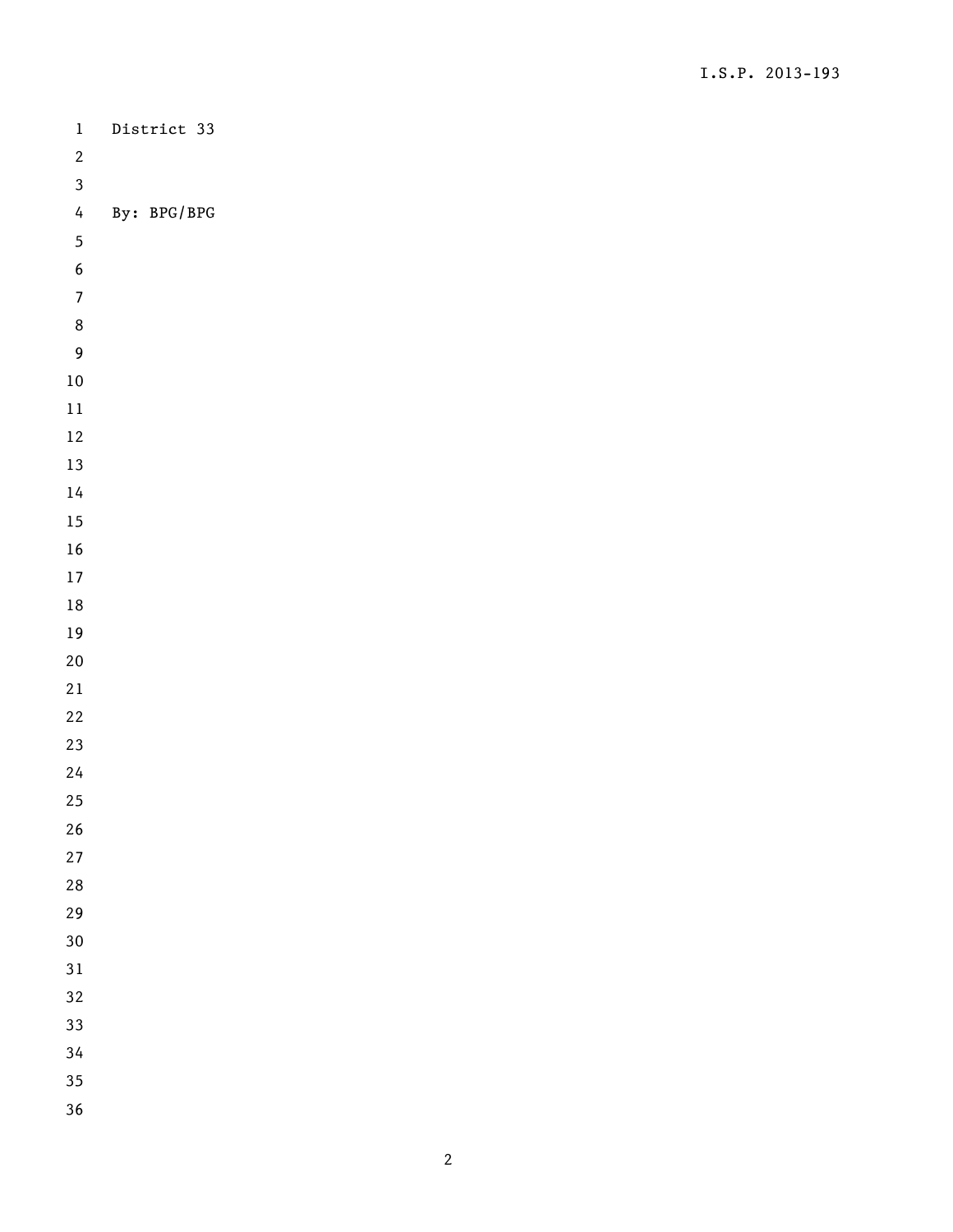District 33

By: BPG/BPG